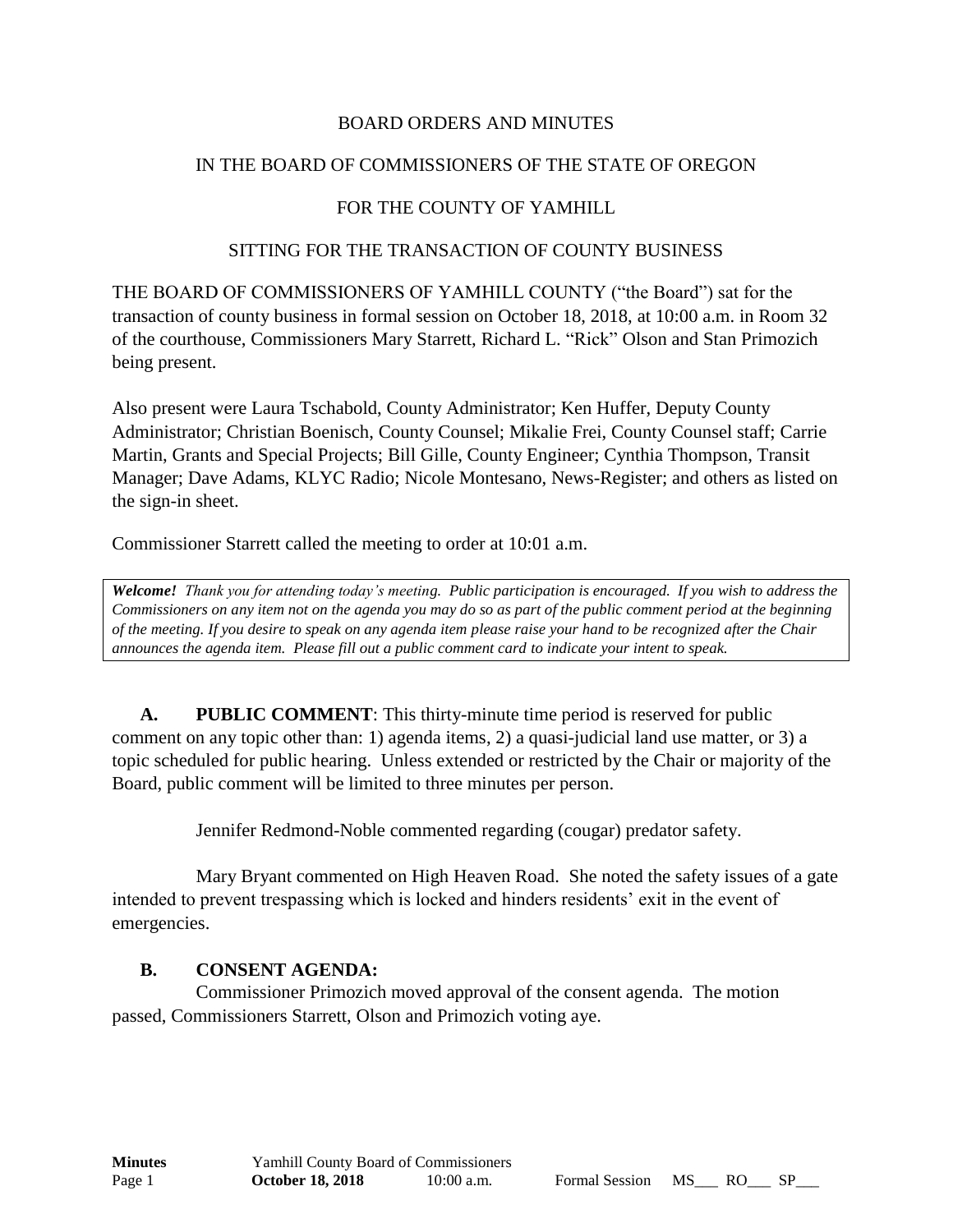BOARD ORDERS AND MINUTES

IN THE BOARD OF COMMISSIONERS OF THE STATE OF OREGON

FOR THE COUNTY OF YAMHILL

SITTING FOR THE TRANSACTION OF COUNTY BUSINESS

THE BOARD OF COMMISSIONERS OF YAMHILL COUNTY ("the Board") sat for the transaction of county business in formal session on October 18, 2018, at 10:00 a.m. in Room 32 of the courthouse, Commissioners Mary Starrett, Richard L. "Rick" Olson and Stan Primozich being present.

Also present were Laura Tschabold, County Administrator; Ken Huffer, Deputy County Administrator; Christian Boenisch, County Counsel; Mikalie Frei, County Counsel staff; Carrie Martin, Grants and Special Projects; Bill Gille, County Engineer; Cynthia Thompson, Transit Manager; Dave Adams, KLYC Radio; Nicole Montesano, News-Register; and others as listed on the sign-in sheet.

Commissioner Starrett called the meeting to order at 10:01 a.m.

***Welcome!*** *Thank you for attending today's meeting. Public participation is encouraged. If you wish to address the Commissioners on any item not on the agenda you may do so as part of the public comment period at the beginning of the meeting. If you desire to speak on any agenda item please raise your hand to be recognized after the Chair announces the agenda item. Please fill out a public comment card to indicate your intent to speak.*

**A. PUBLIC COMMENT**: This thirty-minute time period is reserved for public comment on any topic other than: 1) agenda items, 2) a quasi-judicial land use matter, or 3) a topic scheduled for public hearing. Unless extended or restricted by the Chair or majority of the Board, public comment will be limited to three minutes per person.

Jennifer Redmond-Noble commented regarding (cougar) predator safety.

Mary Bryant commented on High Heaven Road. She noted the safety issues of a gate intended to prevent trespassing which is locked and hinders residents' exit in the event of emergencies.

**B. CONSENT AGENDA:**

Commissioner Primozich moved approval of the consent agenda. The motion passed, Commissioners Starrett, Olson and Primozich voting aye.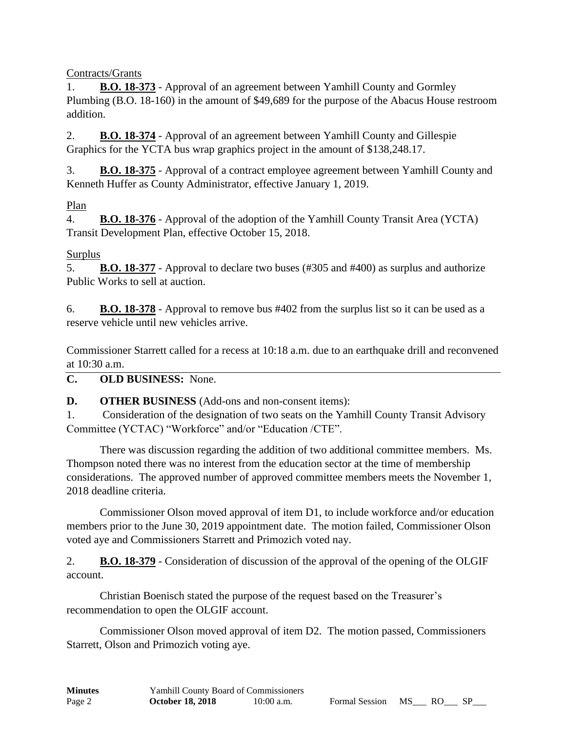Contracts/Grants

1. **B.O. 18-373** - Approval of an agreement between Yamhill County and Gormley Plumbing (B.O. 18-160) in the amount of $49,689 for the purpose of the Abacus House restroom addition.

2. **B.O. 18-374** - Approval of an agreement between Yamhill County and Gillespie Graphics for the YCTA bus wrap graphics project in the amount of $138,248.17.

3. **B.O. 18-375** - Approval of a contract employee agreement between Yamhill County and Kenneth Huffer as County Administrator, effective January 1, 2019.

Plan

4. **B.O. 18-376** - Approval of the adoption of the Yamhill County Transit Area (YCTA) Transit Development Plan, effective October 15, 2018.

Surplus

5. **B.O. 18-377** - Approval to declare two buses (#305 and #400) as surplus and authorize Public Works to sell at auction.

6. **B.O. 18-378** - Approval to remove bus #402 from the surplus list so it can be used as a reserve vehicle until new vehicles arrive.

Commissioner Starrett called for a recess at 10:18 a.m. due to an earthquake drill and reconvened at 10:30 a.m.

**C. OLD BUSINESS:** None.

**D. OTHER BUSINESS** (Add-ons and non-consent items):

1. Consideration of the designation of two seats on the Yamhill County Transit Advisory Committee (YCTAC) "Workforce" and/or "Education /CTE".

There was discussion regarding the addition of two additional committee members. Ms. Thompson noted there was no interest from the education sector at the time of membership considerations. The approved number of approved committee members meets the November 1, 2018 deadline criteria.

Commissioner Olson moved approval of item D1, to include workforce and/or education members prior to the June 30, 2019 appointment date. The motion failed, Commissioner Olson voted aye and Commissioners Starrett and Primozich voted nay.

2. **B.O. 18-379** - Consideration of discussion of the approval of the opening of the OLGIF account.

Christian Boenisch stated the purpose of the request based on the Treasurer's recommendation to open the OLGIF account.

Commissioner Olson moved approval of item D2. The motion passed, Commissioners Starrett, Olson and Primozich voting aye.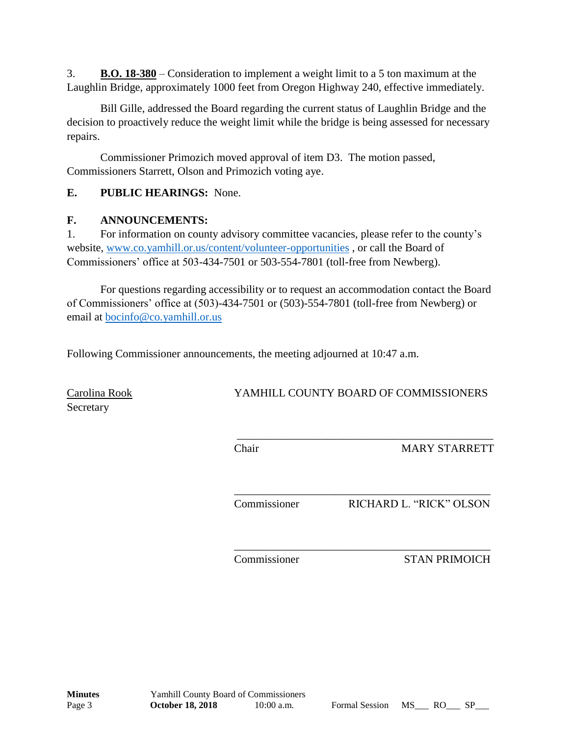3. **B.O. 18-380** – Consideration to implement a weight limit to a 5 ton maximum at the Laughlin Bridge, approximately 1000 feet from Oregon Highway 240, effective immediately.

Bill Gille, addressed the Board regarding the current status of Laughlin Bridge and the decision to proactively reduce the weight limit while the bridge is being assessed for necessary repairs.

Commissioner Primozich moved approval of item D3. The motion passed, Commissioners Starrett, Olson and Primozich voting aye.

**E. PUBLIC HEARINGS:** None.

**F. ANNOUNCEMENTS:**

1. For information on county advisory committee vacancies, please refer to the county's website, [www.co.yamhill.or.us/content/volunteer-opportunities](www.co.yamhill.or.us/content/volunteer-opportunities) , or call the Board of Commissioners' office at 503-434-7501 or 503-554-7801 (toll-free from Newberg).

For questions regarding accessibility or to request an accommodation contact the Board of Commissioners' office at (503)-434-7501 or (503)-554-7801 (toll-free from Newberg) or email at [bocinfo@co.yamhill.or.us](mailto:bocinfo@co.yamhill.or.us)

Following Commissioner announcements, the meeting adjourned at 10:47 a.m.

Carolina Rook
Secretary

YAMHILL COUNTY BOARD OF COMMISSIONERS

______________________________________________
Chair MARY STARRETT

______________________________________________
Commissioner RICHARD L. "RICK" OLSON

______________________________________________
Commissioner STAN PRIMOICH

**Minutes** Yamhill County Board of Commissioners
**October 18, 2018** 10:00 a.m. Formal Session MS___ RO___ SP___